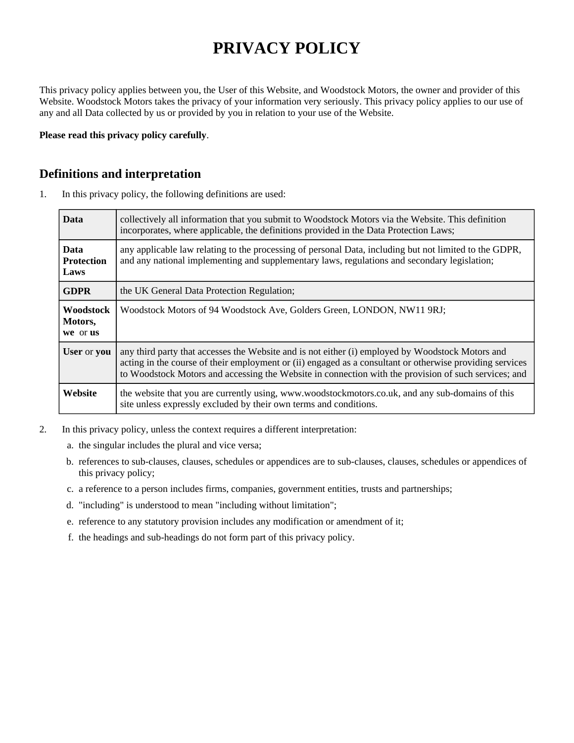# PRIVACY POLICY

This privacy policy applies between you, the User of this Website, and Woodstock Motors, the owner and provider of this Website. Woodstock Motors takes the privacy of your information very seriously. This privacy policy applies to our use of any and all Data collected by us or provided by you in relation to your use of the Website.

**Please read this privacy policy carefully**.

## Definitions and interpretation

1. In this privacy policy, the following definitions are used:

| | |
|---|---|
| **Data** | collectively all information that you submit to Woodstock Motors via the Website. This definition incorporates, where applicable, the definitions provided in the Data Protection Laws; |
| **Data Protection Laws** | any applicable law relating to the processing of personal Data, including but not limited to the GDPR, and any national implementing and supplementary laws, regulations and secondary legislation; |
| **GDPR** | the UK General Data Protection Regulation; |
| **Woodstock Motors, we** or **us** | Woodstock Motors of 94 Woodstock Ave, Golders Green, LONDON, NW11 9RJ; |
| **User** or **you** | any third party that accesses the Website and is not either (i) employed by Woodstock Motors and acting in the course of their employment or (ii) engaged as a consultant or otherwise providing services to Woodstock Motors and accessing the Website in connection with the provision of such services; and |
| **Website** | the website that you are currently using, www.woodstockmotors.co.uk, and any sub-domains of this site unless expressly excluded by their own terms and conditions. |

2. In this privacy policy, unless the context requires a different interpretation:
   a. the singular includes the plural and vice versa;
   b. references to sub-clauses, clauses, schedules or appendices are to sub-clauses, clauses, schedules or appendices of this privacy policy;
   c. a reference to a person includes firms, companies, government entities, trusts and partnerships;
   d. "including" is understood to mean "including without limitation";
   e. reference to any statutory provision includes any modification or amendment of it;
   f. the headings and sub-headings do not form part of this privacy policy.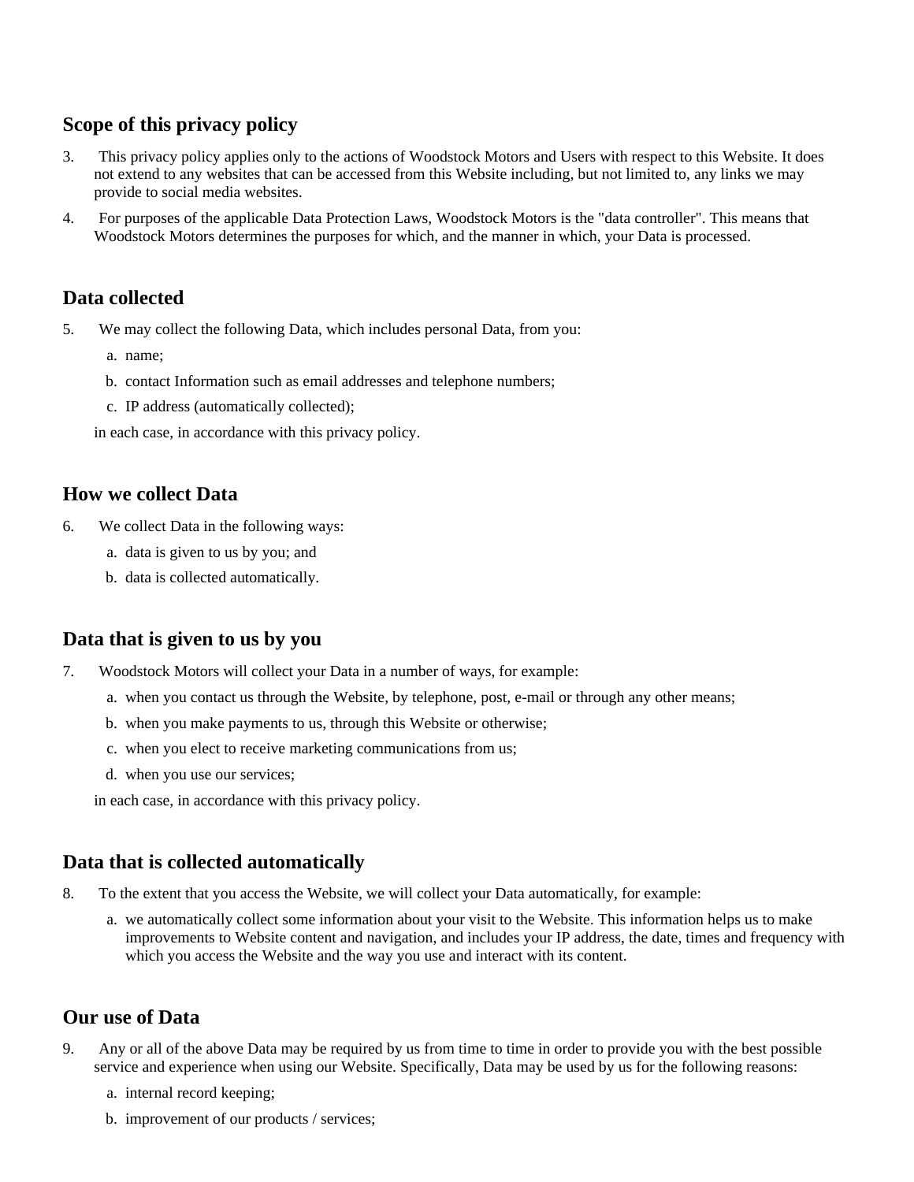## Scope of this privacy policy

3. This privacy policy applies only to the actions of Woodstock Motors and Users with respect to this Website. It does not extend to any websites that can be accessed from this Website including, but not limited to, any links we may provide to social media websites.
4. For purposes of the applicable Data Protection Laws, Woodstock Motors is the "data controller". This means that Woodstock Motors determines the purposes for which, and the manner in which, your Data is processed.

## Data collected

5. We may collect the following Data, which includes personal Data, from you:
   a. name;
   b. contact Information such as email addresses and telephone numbers;
   c. IP address (automatically collected);

   in each case, in accordance with this privacy policy.

## How we collect Data

6. We collect Data in the following ways:
   a. data is given to us by you; and
   b. data is collected automatically.

## Data that is given to us by you

7. Woodstock Motors will collect your Data in a number of ways, for example:
   a. when you contact us through the Website, by telephone, post, e-mail or through any other means;
   b. when you make payments to us, through this Website or otherwise;
   c. when you elect to receive marketing communications from us;
   d. when you use our services;

   in each case, in accordance with this privacy policy.

## Data that is collected automatically

8. To the extent that you access the Website, we will collect your Data automatically, for example:
   a. we automatically collect some information about your visit to the Website. This information helps us to make improvements to Website content and navigation, and includes your IP address, the date, times and frequency with which you access the Website and the way you use and interact with its content.

## Our use of Data

9. Any or all of the above Data may be required by us from time to time in order to provide you with the best possible service and experience when using our Website. Specifically, Data may be used by us for the following reasons:
   a. internal record keeping;
   b. improvement of our products / services;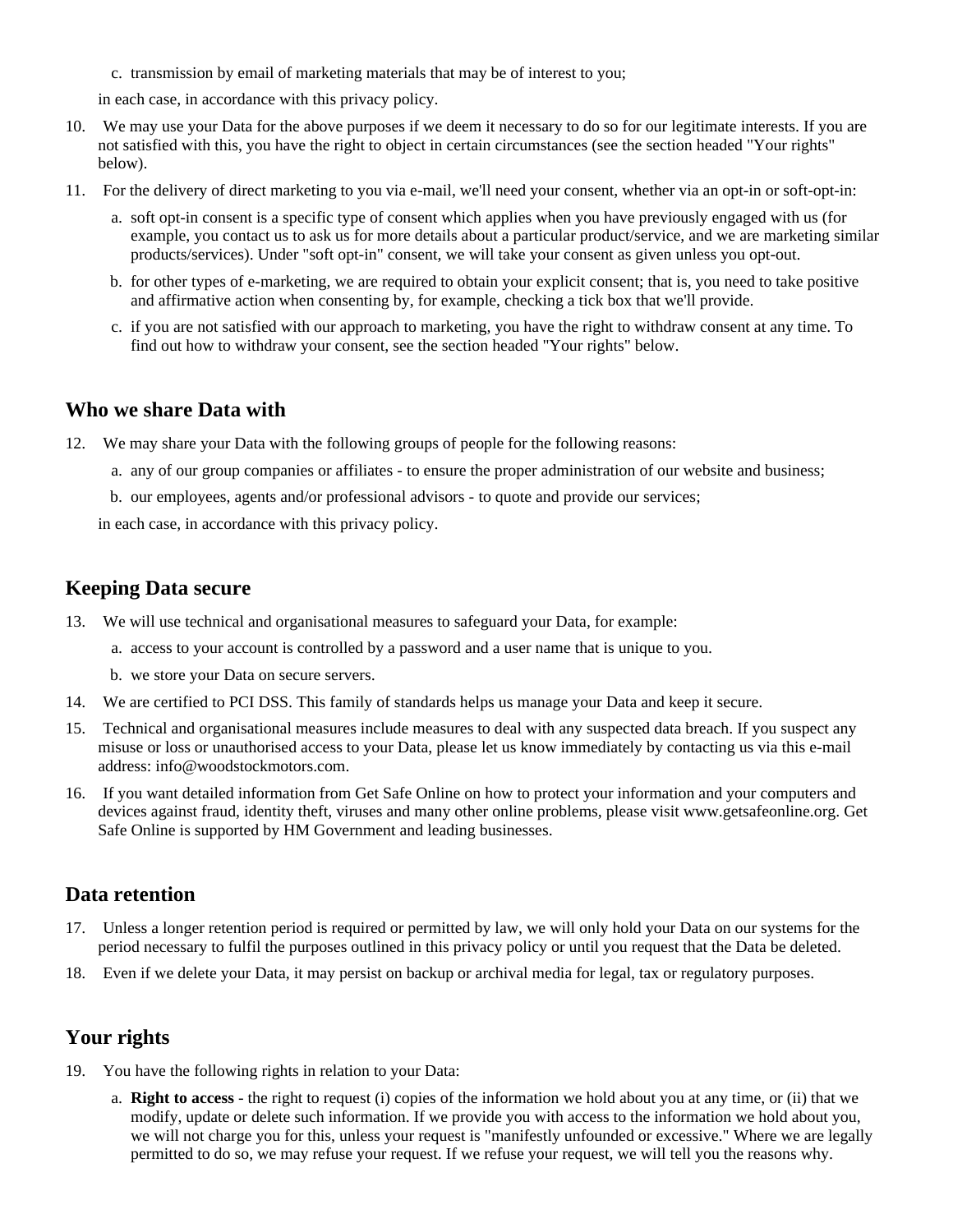c. transmission by email of marketing materials that may be of interest to you;

in each case, in accordance with this privacy policy.

10. We may use your Data for the above purposes if we deem it necessary to do so for our legitimate interests. If you are not satisfied with this, you have the right to object in certain circumstances (see the section headed "Your rights" below).
11. For the delivery of direct marketing to you via e-mail, we'll need your consent, whether via an opt-in or soft-opt-in:
    a. soft opt-in consent is a specific type of consent which applies when you have previously engaged with us (for example, you contact us to ask us for more details about a particular product/service, and we are marketing similar products/services). Under "soft opt-in" consent, we will take your consent as given unless you opt-out.
    b. for other types of e-marketing, we are required to obtain your explicit consent; that is, you need to take positive and affirmative action when consenting by, for example, checking a tick box that we'll provide.
    c. if you are not satisfied with our approach to marketing, you have the right to withdraw consent at any time. To find out how to withdraw your consent, see the section headed "Your rights" below.

## Who we share Data with

12. We may share your Data with the following groups of people for the following reasons:
    a. any of our group companies or affiliates - to ensure the proper administration of our website and business;
    b. our employees, agents and/or professional advisors - to quote and provide our services;

    in each case, in accordance with this privacy policy.

## Keeping Data secure

13. We will use technical and organisational measures to safeguard your Data, for example:
    a. access to your account is controlled by a password and a user name that is unique to you.
    b. we store your Data on secure servers.
14. We are certified to PCI DSS. This family of standards helps us manage your Data and keep it secure.
15. Technical and organisational measures include measures to deal with any suspected data breach. If you suspect any misuse or loss or unauthorised access to your Data, please let us know immediately by contacting us via this e-mail address: info@woodstockmotors.com.
16. If you want detailed information from Get Safe Online on how to protect your information and your computers and devices against fraud, identity theft, viruses and many other online problems, please visit www.getsafeonline.org. Get Safe Online is supported by HM Government and leading businesses.

## Data retention

17. Unless a longer retention period is required or permitted by law, we will only hold your Data on our systems for the period necessary to fulfil the purposes outlined in this privacy policy or until you request that the Data be deleted.
18. Even if we delete your Data, it may persist on backup or archival media for legal, tax or regulatory purposes.

## Your rights

19. You have the following rights in relation to your Data:
    a. **Right to access** - the right to request (i) copies of the information we hold about you at any time, or (ii) that we modify, update or delete such information. If we provide you with access to the information we hold about you, we will not charge you for this, unless your request is "manifestly unfounded or excessive." Where we are legally permitted to do so, we may refuse your request. If we refuse your request, we will tell you the reasons why.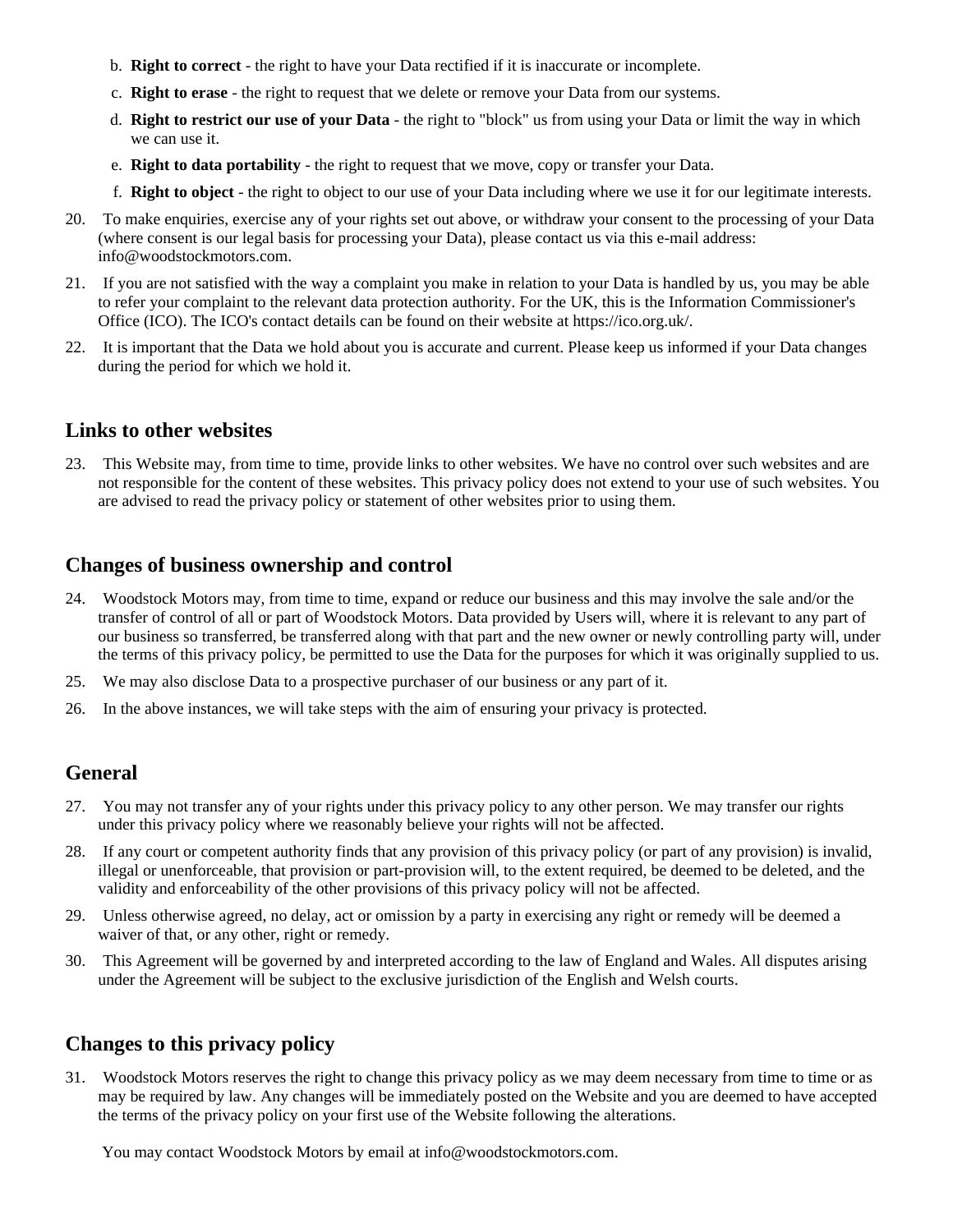b. **Right to correct** - the right to have your Data rectified if it is inaccurate or incomplete.
c. **Right to erase** - the right to request that we delete or remove your Data from our systems.
d. **Right to restrict our use of your Data** - the right to "block" us from using your Data or limit the way in which we can use it.
e. **Right to data portability** - the right to request that we move, copy or transfer your Data.
f. **Right to object** - the right to object to our use of your Data including where we use it for our legitimate interests.

20. To make enquiries, exercise any of your rights set out above, or withdraw your consent to the processing of your Data (where consent is our legal basis for processing your Data), please contact us via this e-mail address: info@woodstockmotors.com.
21. If you are not satisfied with the way a complaint you make in relation to your Data is handled by us, you may be able to refer your complaint to the relevant data protection authority. For the UK, this is the Information Commissioner's Office (ICO). The ICO's contact details can be found on their website at https://ico.org.uk/.
22. It is important that the Data we hold about you is accurate and current. Please keep us informed if your Data changes during the period for which we hold it.

## Links to other websites

23. This Website may, from time to time, provide links to other websites. We have no control over such websites and are not responsible for the content of these websites. This privacy policy does not extend to your use of such websites. You are advised to read the privacy policy or statement of other websites prior to using them.

## Changes of business ownership and control

24. Woodstock Motors may, from time to time, expand or reduce our business and this may involve the sale and/or the transfer of control of all or part of Woodstock Motors. Data provided by Users will, where it is relevant to any part of our business so transferred, be transferred along with that part and the new owner or newly controlling party will, under the terms of this privacy policy, be permitted to use the Data for the purposes for which it was originally supplied to us.
25. We may also disclose Data to a prospective purchaser of our business or any part of it.
26. In the above instances, we will take steps with the aim of ensuring your privacy is protected.

## General

27. You may not transfer any of your rights under this privacy policy to any other person. We may transfer our rights under this privacy policy where we reasonably believe your rights will not be affected.
28. If any court or competent authority finds that any provision of this privacy policy (or part of any provision) is invalid, illegal or unenforceable, that provision or part-provision will, to the extent required, be deemed to be deleted, and the validity and enforceability of the other provisions of this privacy policy will not be affected.
29. Unless otherwise agreed, no delay, act or omission by a party in exercising any right or remedy will be deemed a waiver of that, or any other, right or remedy.
30. This Agreement will be governed by and interpreted according to the law of England and Wales. All disputes arising under the Agreement will be subject to the exclusive jurisdiction of the English and Welsh courts.

## Changes to this privacy policy

31. Woodstock Motors reserves the right to change this privacy policy as we may deem necessary from time to time or as may be required by law. Any changes will be immediately posted on the Website and you are deemed to have accepted the terms of the privacy policy on your first use of the Website following the alterations.

You may contact Woodstock Motors by email at info@woodstockmotors.com.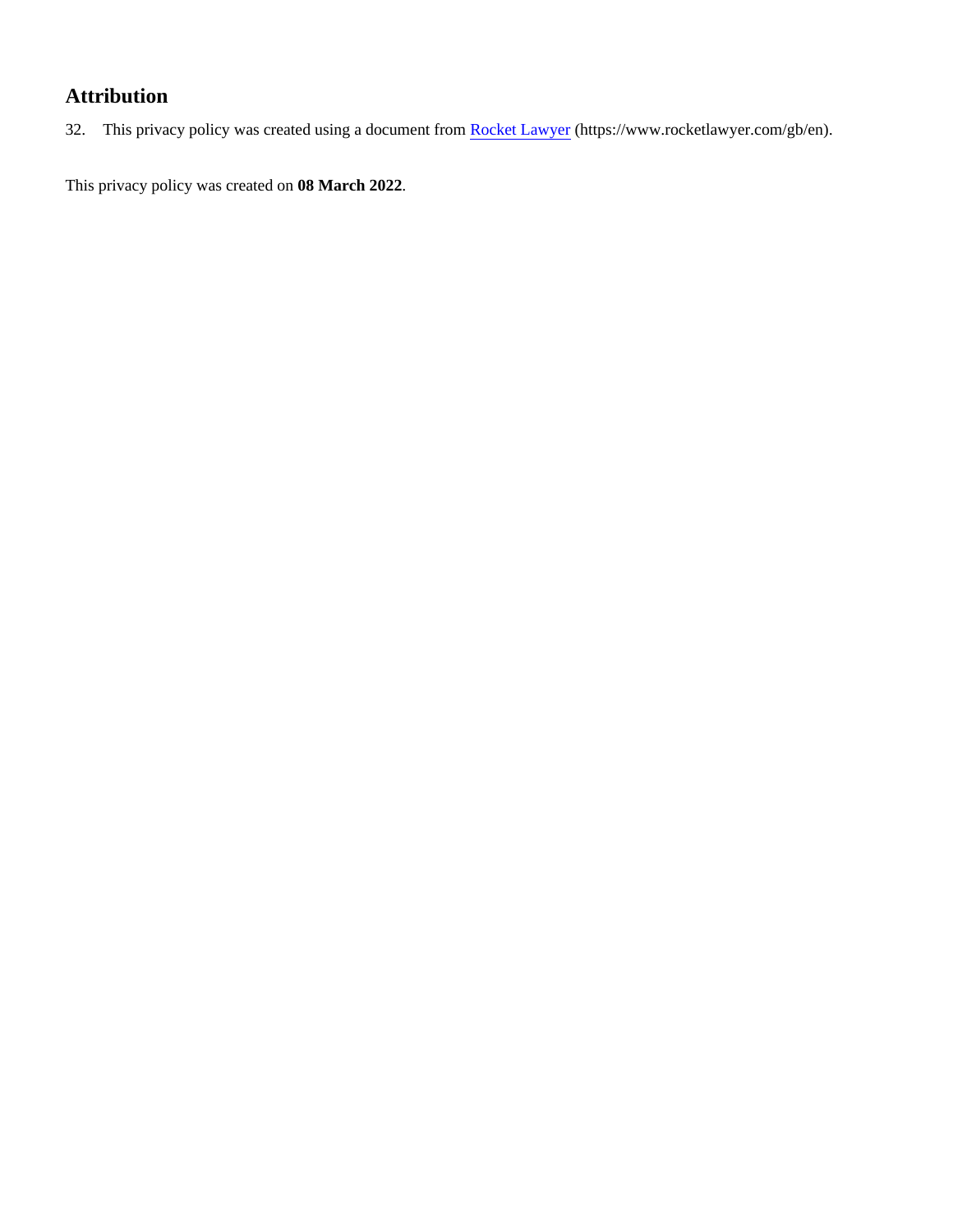## Attribution

32. This privacy policy was created using a document from [Rocket Lawyer](https://www.rocketlawyer.com/gb/en) (https://www.rocketlawyer.com/gb/en).

This privacy policy was created on **08 March 2022**.